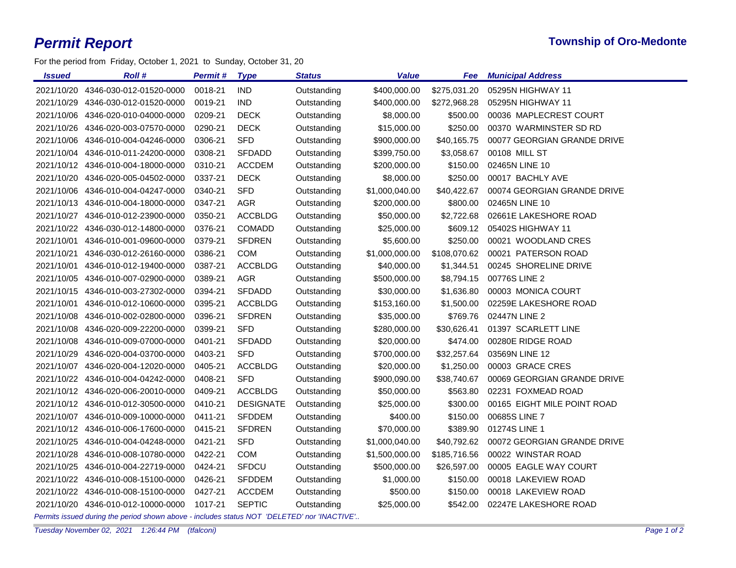# *Permit Report*

**Township of Oro-Medonte**

For the period from Friday, October 1, 2021 to Sunday, October 31, 20

| *Issued* | *Roll #* | *Permit #* | *Type* | *Status* | *Value* | *Fee* | *Municipal Address* |
|---|---|---|---|---|---|---|---|
| 2021/10/20 | 4346-030-012-01520-0000 | 0018-21 | IND | Outstanding | $400,000.00 | $275,031.20 | 05295N HIGHWAY 11 |
| 2021/10/29 | 4346-030-012-01520-0000 | 0019-21 | IND | Outstanding | $400,000.00 | $272,968.28 | 05295N HIGHWAY 11 |
| 2021/10/06 | 4346-020-010-04000-0000 | 0209-21 | DECK | Outstanding | $8,000.00 | $500.00 | 00036 MAPLECREST COURT |
| 2021/10/26 | 4346-020-003-07570-0000 | 0290-21 | DECK | Outstanding | $15,000.00 | $250.00 | 00370 WARMINSTER SD RD |
| 2021/10/06 | 4346-010-004-04246-0000 | 0306-21 | SFD | Outstanding | $900,000.00 | $40,165.75 | 00077 GEORGIAN GRANDE DRIVE |
| 2021/10/04 | 4346-010-011-24200-0000 | 0308-21 | SFDADD | Outstanding | $399,750.00 | $3,058.67 | 00108 MILL ST |
| 2021/10/12 | 4346-010-004-18000-0000 | 0310-21 | ACCDEM | Outstanding | $200,000.00 | $150.00 | 02465N LINE 10 |
| 2021/10/20 | 4346-020-005-04502-0000 | 0337-21 | DECK | Outstanding | $8,000.00 | $250.00 | 00017 BACHLY AVE |
| 2021/10/06 | 4346-010-004-04247-0000 | 0340-21 | SFD | Outstanding | $1,000,040.00 | $40,422.67 | 00074 GEORGIAN GRANDE DRIVE |
| 2021/10/13 | 4346-010-004-18000-0000 | 0347-21 | AGR | Outstanding | $200,000.00 | $800.00 | 02465N LINE 10 |
| 2021/10/27 | 4346-010-012-23900-0000 | 0350-21 | ACCBLDG | Outstanding | $50,000.00 | $2,722.68 | 02661E LAKESHORE ROAD |
| 2021/10/22 | 4346-030-012-14800-0000 | 0376-21 | COMADD | Outstanding | $25,000.00 | $609.12 | 05402S HIGHWAY 11 |
| 2021/10/01 | 4346-010-001-09600-0000 | 0379-21 | SFDREN | Outstanding | $5,600.00 | $250.00 | 00021 WOODLAND CRES |
| 2021/10/21 | 4346-030-012-26160-0000 | 0386-21 | COM | Outstanding | $1,000,000.00 | $108,070.62 | 00021 PATERSON ROAD |
| 2021/10/01 | 4346-010-012-19400-0000 | 0387-21 | ACCBLDG | Outstanding | $40,000.00 | $1,344.51 | 00245 SHORELINE DRIVE |
| 2021/10/05 | 4346-010-007-02900-0000 | 0389-21 | AGR | Outstanding | $500,000.00 | $8,794.15 | 00776S LINE 2 |
| 2021/10/15 | 4346-010-003-27302-0000 | 0394-21 | SFDADD | Outstanding | $30,000.00 | $1,636.80 | 00003 MONICA COURT |
| 2021/10/01 | 4346-010-012-10600-0000 | 0395-21 | ACCBLDG | Outstanding | $153,160.00 | $1,500.00 | 02259E LAKESHORE ROAD |
| 2021/10/08 | 4346-010-002-02800-0000 | 0396-21 | SFDREN | Outstanding | $35,000.00 | $769.76 | 02447N LINE 2 |
| 2021/10/08 | 4346-020-009-22200-0000 | 0399-21 | SFD | Outstanding | $280,000.00 | $30,626.41 | 01397 SCARLETT LINE |
| 2021/10/08 | 4346-010-009-07000-0000 | 0401-21 | SFDADD | Outstanding | $20,000.00 | $474.00 | 00280E RIDGE ROAD |
| 2021/10/29 | 4346-020-004-03700-0000 | 0403-21 | SFD | Outstanding | $700,000.00 | $32,257.64 | 03569N LINE 12 |
| 2021/10/07 | 4346-020-004-12020-0000 | 0405-21 | ACCBLDG | Outstanding | $20,000.00 | $1,250.00 | 00003 GRACE CRES |
| 2021/10/22 | 4346-010-004-04242-0000 | 0408-21 | SFD | Outstanding | $900,090.00 | $38,740.67 | 00069 GEORGIAN GRANDE DRIVE |
| 2021/10/12 | 4346-020-006-20010-0000 | 0409-21 | ACCBLDG | Outstanding | $50,000.00 | $563.80 | 02231 FOXMEAD ROAD |
| 2021/10/12 | 4346-010-012-30500-0000 | 0410-21 | DESIGNATE | Outstanding | $25,000.00 | $300.00 | 00165 EIGHT MILE POINT ROAD |
| 2021/10/07 | 4346-010-009-10000-0000 | 0411-21 | SFDDEM | Outstanding | $400.00 | $150.00 | 00685S LINE 7 |
| 2021/10/12 | 4346-010-006-17600-0000 | 0415-21 | SFDREN | Outstanding | $70,000.00 | $389.90 | 01274S LINE 1 |
| 2021/10/25 | 4346-010-004-04248-0000 | 0421-21 | SFD | Outstanding | $1,000,040.00 | $40,792.62 | 00072 GEORGIAN GRANDE DRIVE |
| 2021/10/28 | 4346-010-008-10780-0000 | 0422-21 | COM | Outstanding | $1,500,000.00 | $185,716.56 | 00022 WINSTAR ROAD |
| 2021/10/25 | 4346-010-004-22719-0000 | 0424-21 | SFDCU | Outstanding | $500,000.00 | $26,597.00 | 00005 EAGLE WAY COURT |
| 2021/10/22 | 4346-010-008-15100-0000 | 0426-21 | SFDDEM | Outstanding | $1,000.00 | $150.00 | 00018 LAKEVIEW ROAD |
| 2021/10/22 | 4346-010-008-15100-0000 | 0427-21 | ACCDEM | Outstanding | $500.00 | $150.00 | 00018 LAKEVIEW ROAD |
| 2021/10/20 | 4346-010-012-10000-0000 | 1017-21 | SEPTIC | Outstanding | $25,000.00 | $542.00 | 02247E LAKESHORE ROAD |

*Permits issued during the period shown above - includes status NOT 'DELETED' nor 'INACTIVE'..*

*Tuesday November 02, 2021 1:26:44 PM (tfalconi)*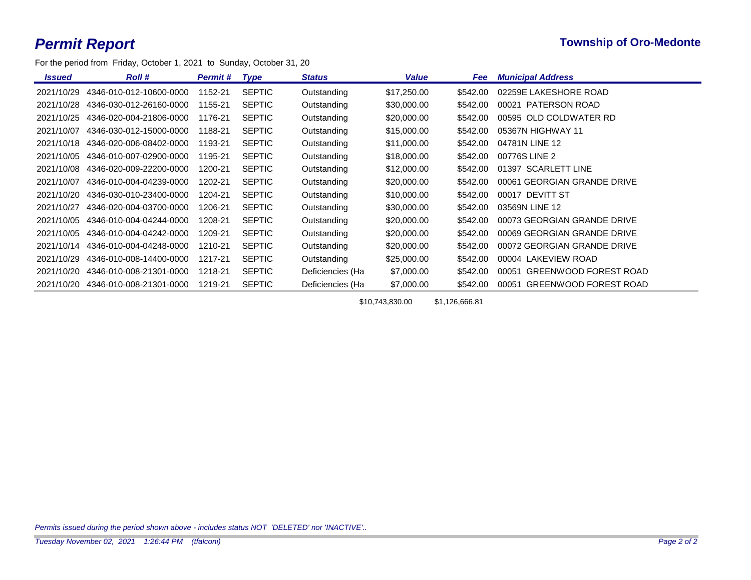# Permit Report

**Township of Oro-Medonte**

For the period from Friday, October 1, 2021 to Sunday, October 31, 20

| *Issued* | *Roll #* | *Permit #* | *Type* | *Status* | *Value* | *Fee* | *Municipal Address* |
|---|---|---|---|---|---|---|---|
| 2021/10/29 | 4346-010-012-10600-0000 | 1152-21 | SEPTIC | Outstanding | $17,250.00 | $542.00 | 02259E LAKESHORE ROAD |
| 2021/10/28 | 4346-030-012-26160-0000 | 1155-21 | SEPTIC | Outstanding | $30,000.00 | $542.00 | 00021 PATERSON ROAD |
| 2021/10/25 | 4346-020-004-21806-0000 | 1176-21 | SEPTIC | Outstanding | $20,000.00 | $542.00 | 00595 OLD COLDWATER RD |
| 2021/10/07 | 4346-030-012-15000-0000 | 1188-21 | SEPTIC | Outstanding | $15,000.00 | $542.00 | 05367N HIGHWAY 11 |
| 2021/10/18 | 4346-020-006-08402-0000 | 1193-21 | SEPTIC | Outstanding | $11,000.00 | $542.00 | 04781N LINE 12 |
| 2021/10/05 | 4346-010-007-02900-0000 | 1195-21 | SEPTIC | Outstanding | $18,000.00 | $542.00 | 00776S LINE 2 |
| 2021/10/08 | 4346-020-009-22200-0000 | 1200-21 | SEPTIC | Outstanding | $12,000.00 | $542.00 | 01397 SCARLETT LINE |
| 2021/10/07 | 4346-010-004-04239-0000 | 1202-21 | SEPTIC | Outstanding | $20,000.00 | $542.00 | 00061 GEORGIAN GRANDE DRIVE |
| 2021/10/20 | 4346-030-010-23400-0000 | 1204-21 | SEPTIC | Outstanding | $10,000.00 | $542.00 | 00017 DEVITT ST |
| 2021/10/27 | 4346-020-004-03700-0000 | 1206-21 | SEPTIC | Outstanding | $30,000.00 | $542.00 | 03569N LINE 12 |
| 2021/10/05 | 4346-010-004-04244-0000 | 1208-21 | SEPTIC | Outstanding | $20,000.00 | $542.00 | 00073 GEORGIAN GRANDE DRIVE |
| 2021/10/05 | 4346-010-004-04242-0000 | 1209-21 | SEPTIC | Outstanding | $20,000.00 | $542.00 | 00069 GEORGIAN GRANDE DRIVE |
| 2021/10/14 | 4346-010-004-04248-0000 | 1210-21 | SEPTIC | Outstanding | $20,000.00 | $542.00 | 00072 GEORGIAN GRANDE DRIVE |
| 2021/10/29 | 4346-010-008-14400-0000 | 1217-21 | SEPTIC | Outstanding | $25,000.00 | $542.00 | 00004 LAKEVIEW ROAD |
| 2021/10/20 | 4346-010-008-21301-0000 | 1218-21 | SEPTIC | Deficiencies (Ha | $7,000.00 | $542.00 | 00051 GREENWOOD FOREST ROAD |
| 2021/10/20 | 4346-010-008-21301-0000 | 1219-21 | SEPTIC | Deficiencies (Ha | $7,000.00 | $542.00 | 00051 GREENWOOD FOREST ROAD |
| | | | | | $10,743,830.00 | $1,126,666.81 | |

*Permits issued during the period shown above - includes status NOT 'DELETED' nor 'INACTIVE'..*

*Tuesday November 02, 2021 1:26:44 PM (tfalconi)*